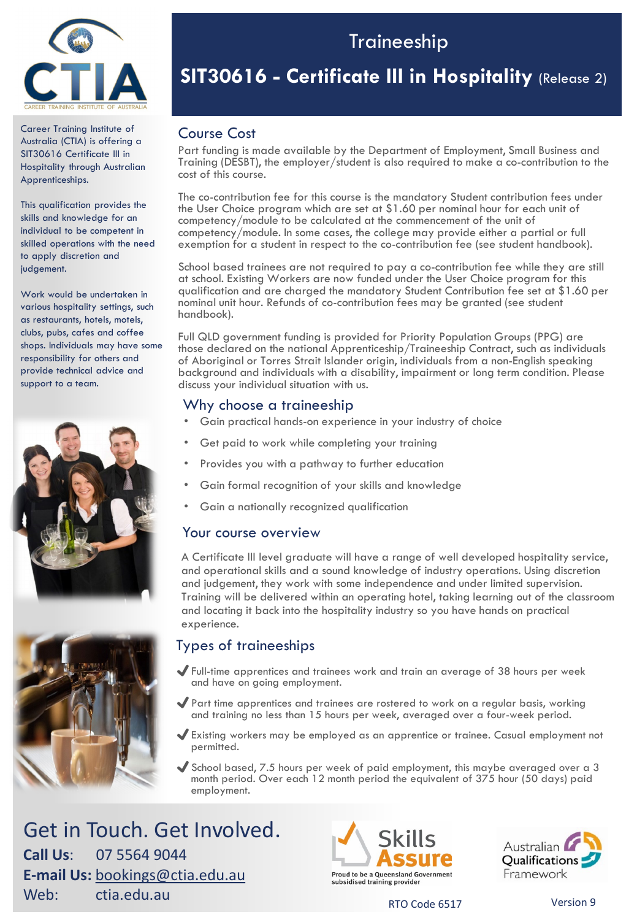CTIA
CAREER TRAINING INSTITUTE OF AUSTRALIA

# Traineeship

# SIT30616 - Certificate III in Hospitality (Release 2)

Career Training Institute of Australia (CTIA) is offering a SIT30616 Certificate III in Hospitality through Australian Apprenticeships.

This qualification provides the skills and knowledge for an individual to be competent in skilled operations with the need to apply discretion and judgement.

Work would be undertaken in various hospitality settings, such as restaurants, hotels, motels, clubs, pubs, cafes and coffee shops. Individuals may have some responsibility for others and provide technical advice and support to a team.

## Course Cost

Part funding is made available by the Department of Employment, Small Business and Training (DESBT), the employer/student is also required to make a co-contribution to the cost of this course.

The co-contribution fee for this course is the mandatory Student contribution fees under the User Choice program which are set at $1.60 per nominal hour for each unit of competency/module to be calculated at the commencement of the unit of competency/module. In some cases, the college may provide either a partial or full exemption for a student in respect to the co-contribution fee (see student handbook).

School based trainees are not required to pay a co-contribution fee while they are still at school. Existing Workers are now funded under the User Choice program for this qualification and are charged the mandatory Student Contribution fee set at $1.60 per nominal unit hour. Refunds of co-contribution fees may be granted (see student handbook).

Full QLD government funding is provided for Priority Population Groups (PPG) are those declared on the national Apprenticeship/Traineeship Contract, such as individuals of Aboriginal or Torres Strait Islander origin, individuals from a non-English speaking background and individuals with a disability, impairment or long term condition. Please discuss your individual situation with us.

## Why choose a traineeship

- Gain practical hands-on experience in your industry of choice
- Get paid to work while completing your training
- Provides you with a pathway to further education
- Gain formal recognition of your skills and knowledge
- Gain a nationally recognized qualification

## Your course overview

A Certificate III level graduate will have a range of well developed hospitality service, and operational skills and a sound knowledge of industry operations. Using discretion and judgement, they work with some independence and under limited supervision. Training will be delivered within an operating hotel, taking learning out of the classroom and locating it back into the hospitality industry so you have hands on practical experience.

## Types of traineeships

- ✔ Full-time apprentices and trainees work and train an average of 38 hours per week and have on going employment.
- ✔ Part time apprentices and trainees are rostered to work on a regular basis, working and training no less than 15 hours per week, averaged over a four-week period.
- ✔ Existing workers may be employed as an apprentice or trainee. Casual employment not permitted.
- ✔ School based, 7.5 hours per week of paid employment, this maybe averaged over a 3 month period. Over each 12 month period the equivalent of 375 hour (50 days) paid employment.

## Get in Touch. Get Involved.

**Call Us:** 07 5564 9044
**E-mail Us:** bookings@ctia.edu.au
Web: ctia.edu.au

Skills Assure — Proud to be a Queensland Government subsidised training provider

Australian Qualifications Framework

RTO Code 6517

Version 9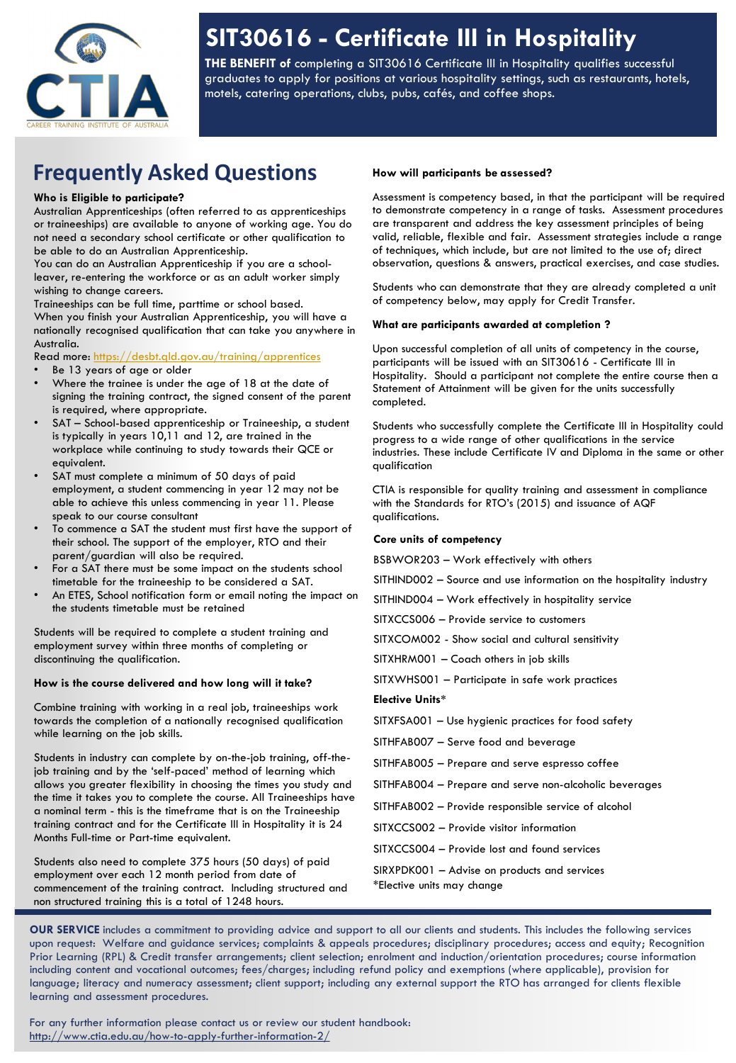# SIT30616 - Certificate III in Hospitality

**THE BENEFIT of** completing a SIT30616 Certificate III in Hospitality qualifies successful graduates to apply for positions at various hospitality settings, such as restaurants, hotels, motels, catering operations, clubs, pubs, cafés, and coffee shops.

## Frequently Asked Questions

**Who is Eligible to participate?**

Australian Apprenticeships (often referred to as apprenticeships or traineeships) are available to anyone of working age. You do not need a secondary school certificate or other qualification to be able to do an Australian Apprenticeship.

You can do an Australian Apprenticeship if you are a school-leaver, re-entering the workforce or as an adult worker simply wishing to change careers.

Traineeships can be full time, parttime or school based.

When you finish your Australian Apprenticeship, you will have a nationally recognised qualification that can take you anywhere in Australia.

Read more: https://desbt.qld.gov.au/training/apprentices

- Be 13 years of age or older
- Where the trainee is under the age of 18 at the date of signing the training contract, the signed consent of the parent is required, where appropriate.
- SAT – School-based apprenticeship or Traineeship, a student is typically in years 10,11 and 12, are trained in the workplace while continuing to study towards their QCE or equivalent.
- SAT must complete a minimum of 50 days of paid employment, a student commencing in year 12 may not be able to achieve this unless commencing in year 11. Please speak to our course consultant
- To commence a SAT the student must first have the support of their school. The support of the employer, RTO and their parent/guardian will also be required.
- For a SAT there must be some impact on the students school timetable for the traineeship to be considered a SAT.
- An ETES, School notification form or email noting the impact on the students timetable must be retained

Students will be required to complete a student training and employment survey within three months of completing or discontinuing the qualification.

**How is the course delivered and how long will it take?**

Combine training with working in a real job, traineeships work towards the completion of a nationally recognised qualification while learning on the job skills.

Students in industry can complete by on-the-job training, off-the-job training and by the 'self-paced' method of learning which allows you greater flexibility in choosing the times you study and the time it takes you to complete the course. All Traineeships have a nominal term - this is the timeframe that is on the Traineeship training contract and for the Certificate III in Hospitality it is 24 Months Full-time or Part-time equivalent.

Students also need to complete 375 hours (50 days) of paid employment over each 12 month period from date of commencement of the training contract. Including structured and non structured training this is a total of 1248 hours.

**How will participants be assessed?**

Assessment is competency based, in that the participant will be required to demonstrate competency in a range of tasks. Assessment procedures are transparent and address the key assessment principles of being valid, reliable, flexible and fair. Assessment strategies include a range of techniques, which include, but are not limited to the use of; direct observation, questions & answers, practical exercises, and case studies.

Students who can demonstrate that they are already completed a unit of competency below, may apply for Credit Transfer.

**What are participants awarded at completion ?**

Upon successful completion of all units of competency in the course, participants will be issued with an SIT30616 - Certificate III in Hospitality. Should a participant not complete the entire course then a Statement of Attainment will be given for the units successfully completed.

Students who successfully complete the Certificate III in Hospitality could progress to a wide range of other qualifications in the service industries. These include Certificate IV and Diploma in the same or other qualification

CTIA is responsible for quality training and assessment in compliance with the Standards for RTO's (2015) and issuance of AQF qualifications.

**Core units of competency**

BSBWOR203 – Work effectively with others

SITHIND002 – Source and use information on the hospitality industry

SITHIND004 – Work effectively in hospitality service

SITXCCS006 – Provide service to customers

SITXCOM002 - Show social and cultural sensitivity

SITXHRM001 – Coach others in job skills

SITXWHS001 – Participate in safe work practices

**Elective Units***

SITXFSA001 – Use hygienic practices for food safety

SITHFAB007 – Serve food and beverage

SITHFAB005 – Prepare and serve espresso coffee

SITHFAB004 – Prepare and serve non-alcoholic beverages

SITHFAB002 – Provide responsible service of alcohol

SITXCCS002 – Provide visitor information

SITXCCS004 – Provide lost and found services

SIRXPDK001 – Advise on products and services

*Elective units may change

**OUR SERVICE** includes a commitment to providing advice and support to all our clients and students. This includes the following services upon request: Welfare and guidance services; complaints & appeals procedures; disciplinary procedures; access and equity; Recognition Prior Learning (RPL) & Credit transfer arrangements; client selection; enrolment and induction/orientation procedures; course information including content and vocational outcomes; fees/charges; including refund policy and exemptions (where applicable), provision for language; literacy and numeracy assessment; client support; including any external support the RTO has arranged for clients flexible learning and assessment procedures.

For any further information please contact us or review our student handbook:
http://www.ctia.edu.au/how-to-apply-further-information-2/